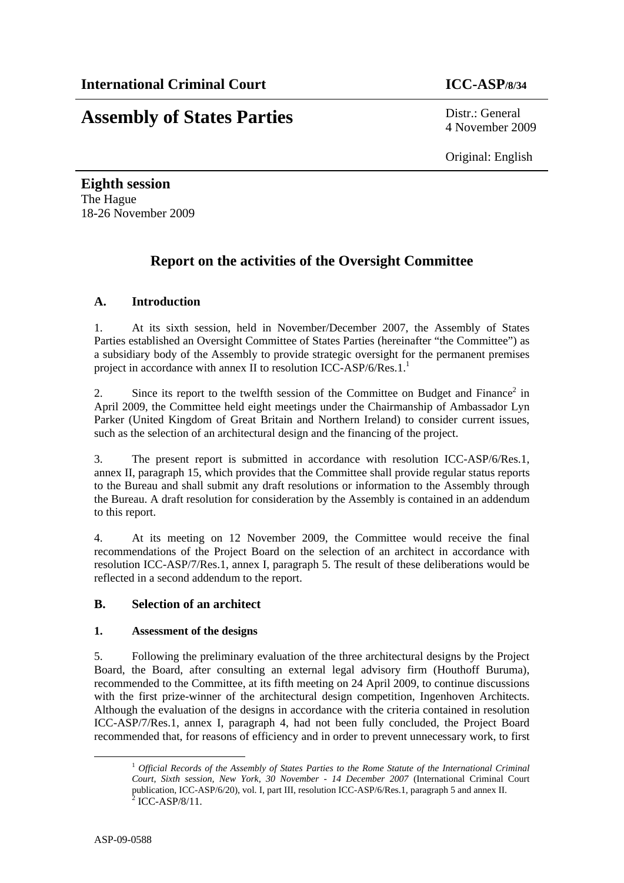**International Criminal Court** **ICC-ASP/8/34**

# Assembly of States Parties

Distr.: General
4 November 2009

Original: English

**Eighth session**
The Hague
18-26 November 2009

## Report on the activities of the Oversight Committee

### A. Introduction

1. At its sixth session, held in November/December 2007, the Assembly of States Parties established an Oversight Committee of States Parties (hereinafter "the Committee") as a subsidiary body of the Assembly to provide strategic oversight for the permanent premises project in accordance with annex II to resolution ICC-ASP/6/Res.1.[1]

2. Since its report to the twelfth session of the Committee on Budget and Finance[2] in April 2009, the Committee held eight meetings under the Chairmanship of Ambassador Lyn Parker (United Kingdom of Great Britain and Northern Ireland) to consider current issues, such as the selection of an architectural design and the financing of the project.

3. The present report is submitted in accordance with resolution ICC-ASP/6/Res.1, annex II, paragraph 15, which provides that the Committee shall provide regular status reports to the Bureau and shall submit any draft resolutions or information to the Assembly through the Bureau. A draft resolution for consideration by the Assembly is contained in an addendum to this report.

4. At its meeting on 12 November 2009, the Committee would receive the final recommendations of the Project Board on the selection of an architect in accordance with resolution ICC-ASP/7/Res.1, annex I, paragraph 5. The result of these deliberations would be reflected in a second addendum to the report.

### B. Selection of an architect

#### 1. Assessment of the designs

5. Following the preliminary evaluation of the three architectural designs by the Project Board, the Board, after consulting an external legal advisory firm (Houthoff Buruma), recommended to the Committee, at its fifth meeting on 24 April 2009, to continue discussions with the first prize-winner of the architectural design competition, Ingenhoven Architects. Although the evaluation of the designs in accordance with the criteria contained in resolution ICC-ASP/7/Res.1, annex I, paragraph 4, had not been fully concluded, the Project Board recommended that, for reasons of efficiency and in order to prevent unnecessary work, to first

---

[1] *Official Records of the Assembly of States Parties to the Rome Statute of the International Criminal Court, Sixth session, New York, 30 November - 14 December 2007* (International Criminal Court publication, ICC-ASP/6/20), vol. I, part III, resolution ICC-ASP/6/Res.1, paragraph 5 and annex II.

[2] ICC-ASP/8/11.

ASP-09-0588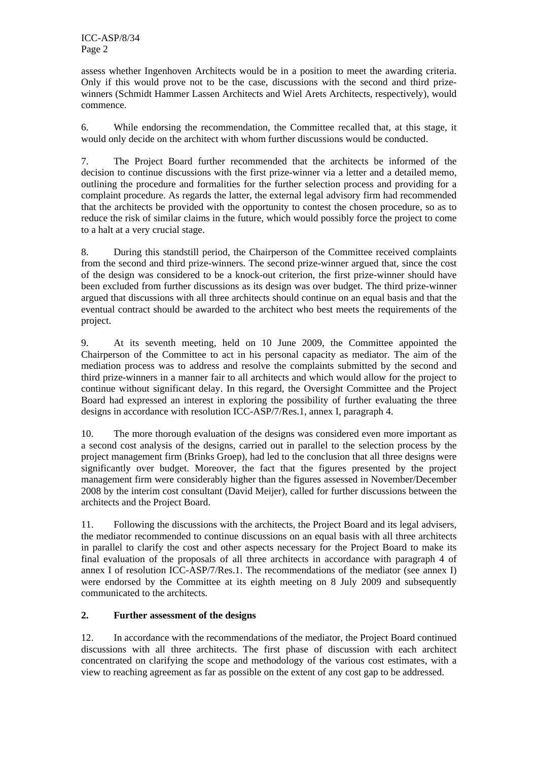assess whether Ingenhoven Architects would be in a position to meet the awarding criteria. Only if this would prove not to be the case, discussions with the second and third prize-winners (Schmidt Hammer Lassen Architects and Wiel Arets Architects, respectively), would commence.

6. While endorsing the recommendation, the Committee recalled that, at this stage, it would only decide on the architect with whom further discussions would be conducted.

7. The Project Board further recommended that the architects be informed of the decision to continue discussions with the first prize-winner via a letter and a detailed memo, outlining the procedure and formalities for the further selection process and providing for a complaint procedure. As regards the latter, the external legal advisory firm had recommended that the architects be provided with the opportunity to contest the chosen procedure, so as to reduce the risk of similar claims in the future, which would possibly force the project to come to a halt at a very crucial stage.

8. During this standstill period, the Chairperson of the Committee received complaints from the second and third prize-winners. The second prize-winner argued that, since the cost of the design was considered to be a knock-out criterion, the first prize-winner should have been excluded from further discussions as its design was over budget. The third prize-winner argued that discussions with all three architects should continue on an equal basis and that the eventual contract should be awarded to the architect who best meets the requirements of the project.

9. At its seventh meeting, held on 10 June 2009, the Committee appointed the Chairperson of the Committee to act in his personal capacity as mediator. The aim of the mediation process was to address and resolve the complaints submitted by the second and third prize-winners in a manner fair to all architects and which would allow for the project to continue without significant delay. In this regard, the Oversight Committee and the Project Board had expressed an interest in exploring the possibility of further evaluating the three designs in accordance with resolution ICC-ASP/7/Res.1, annex I, paragraph 4.

10. The more thorough evaluation of the designs was considered even more important as a second cost analysis of the designs, carried out in parallel to the selection process by the project management firm (Brinks Groep), had led to the conclusion that all three designs were significantly over budget. Moreover, the fact that the figures presented by the project management firm were considerably higher than the figures assessed in November/December 2008 by the interim cost consultant (David Meijer), called for further discussions between the architects and the Project Board.

11. Following the discussions with the architects, the Project Board and its legal advisers, the mediator recommended to continue discussions on an equal basis with all three architects in parallel to clarify the cost and other aspects necessary for the Project Board to make its final evaluation of the proposals of all three architects in accordance with paragraph 4 of annex I of resolution ICC-ASP/7/Res.1. The recommendations of the mediator (see annex I) were endorsed by the Committee at its eighth meeting on 8 July 2009 and subsequently communicated to the architects.

## 2. Further assessment of the designs

12. In accordance with the recommendations of the mediator, the Project Board continued discussions with all three architects. The first phase of discussion with each architect concentrated on clarifying the scope and methodology of the various cost estimates, with a view to reaching agreement as far as possible on the extent of any cost gap to be addressed.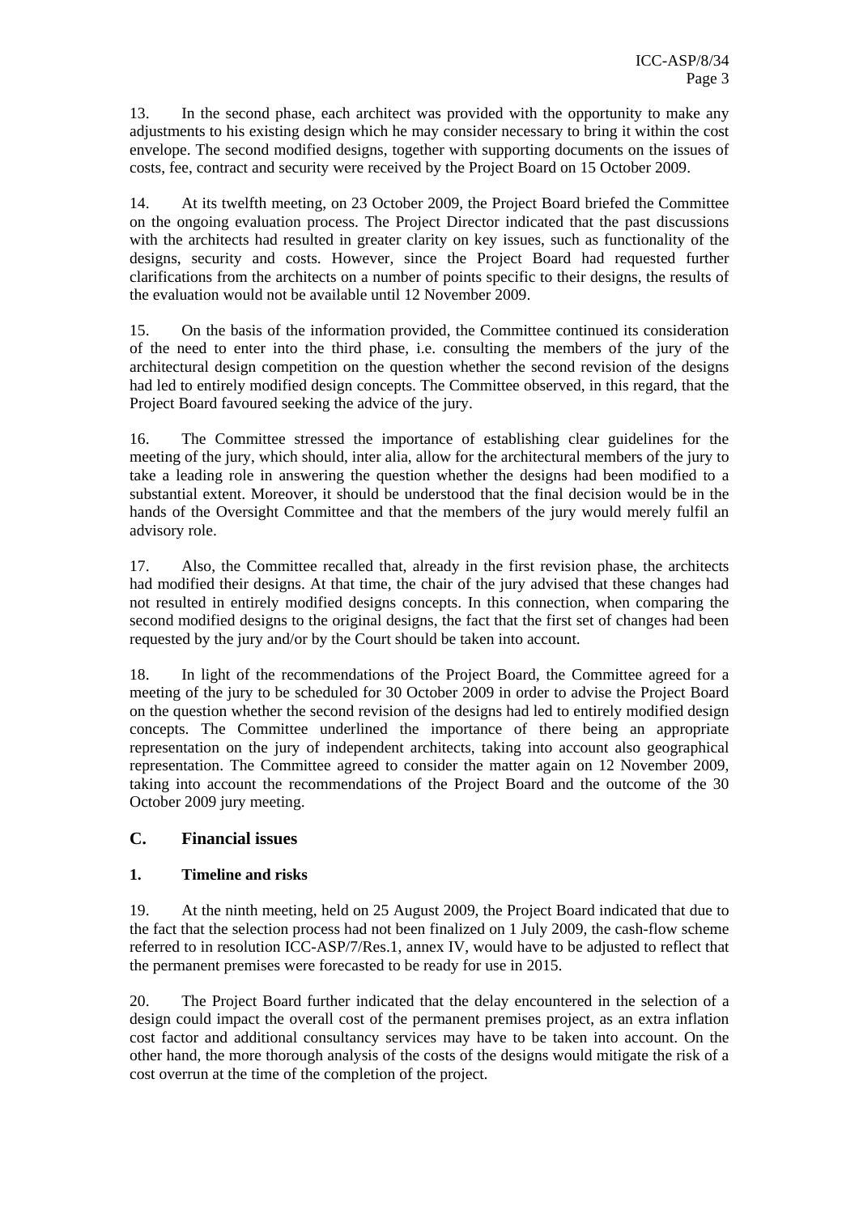13. In the second phase, each architect was provided with the opportunity to make any adjustments to his existing design which he may consider necessary to bring it within the cost envelope. The second modified designs, together with supporting documents on the issues of costs, fee, contract and security were received by the Project Board on 15 October 2009.

14. At its twelfth meeting, on 23 October 2009, the Project Board briefed the Committee on the ongoing evaluation process. The Project Director indicated that the past discussions with the architects had resulted in greater clarity on key issues, such as functionality of the designs, security and costs. However, since the Project Board had requested further clarifications from the architects on a number of points specific to their designs, the results of the evaluation would not be available until 12 November 2009.

15. On the basis of the information provided, the Committee continued its consideration of the need to enter into the third phase, i.e. consulting the members of the jury of the architectural design competition on the question whether the second revision of the designs had led to entirely modified design concepts. The Committee observed, in this regard, that the Project Board favoured seeking the advice of the jury.

16. The Committee stressed the importance of establishing clear guidelines for the meeting of the jury, which should, inter alia, allow for the architectural members of the jury to take a leading role in answering the question whether the designs had been modified to a substantial extent. Moreover, it should be understood that the final decision would be in the hands of the Oversight Committee and that the members of the jury would merely fulfil an advisory role.

17. Also, the Committee recalled that, already in the first revision phase, the architects had modified their designs. At that time, the chair of the jury advised that these changes had not resulted in entirely modified designs concepts. In this connection, when comparing the second modified designs to the original designs, the fact that the first set of changes had been requested by the jury and/or by the Court should be taken into account.

18. In light of the recommendations of the Project Board, the Committee agreed for a meeting of the jury to be scheduled for 30 October 2009 in order to advise the Project Board on the question whether the second revision of the designs had led to entirely modified design concepts. The Committee underlined the importance of there being an appropriate representation on the jury of independent architects, taking into account also geographical representation. The Committee agreed to consider the matter again on 12 November 2009, taking into account the recommendations of the Project Board and the outcome of the 30 October 2009 jury meeting.

## C. Financial issues

### 1. Timeline and risks

19. At the ninth meeting, held on 25 August 2009, the Project Board indicated that due to the fact that the selection process had not been finalized on 1 July 2009, the cash-flow scheme referred to in resolution ICC-ASP/7/Res.1, annex IV, would have to be adjusted to reflect that the permanent premises were forecasted to be ready for use in 2015.

20. The Project Board further indicated that the delay encountered in the selection of a design could impact the overall cost of the permanent premises project, as an extra inflation cost factor and additional consultancy services may have to be taken into account. On the other hand, the more thorough analysis of the costs of the designs would mitigate the risk of a cost overrun at the time of the completion of the project.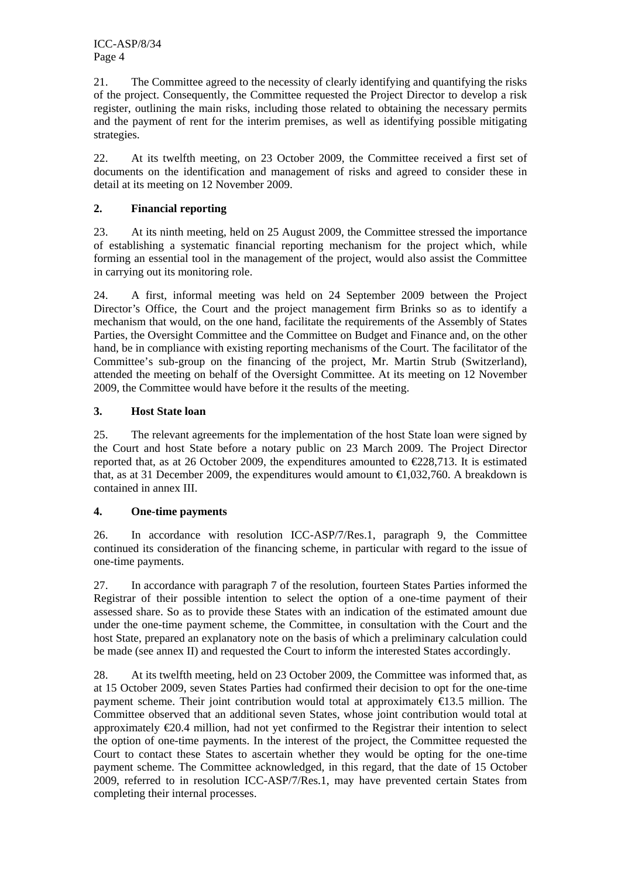21. The Committee agreed to the necessity of clearly identifying and quantifying the risks of the project. Consequently, the Committee requested the Project Director to develop a risk register, outlining the main risks, including those related to obtaining the necessary permits and the payment of rent for the interim premises, as well as identifying possible mitigating strategies.

22. At its twelfth meeting, on 23 October 2009, the Committee received a first set of documents on the identification and management of risks and agreed to consider these in detail at its meeting on 12 November 2009.

### 2. Financial reporting

23. At its ninth meeting, held on 25 August 2009, the Committee stressed the importance of establishing a systematic financial reporting mechanism for the project which, while forming an essential tool in the management of the project, would also assist the Committee in carrying out its monitoring role.

24. A first, informal meeting was held on 24 September 2009 between the Project Director's Office, the Court and the project management firm Brinks so as to identify a mechanism that would, on the one hand, facilitate the requirements of the Assembly of States Parties, the Oversight Committee and the Committee on Budget and Finance and, on the other hand, be in compliance with existing reporting mechanisms of the Court. The facilitator of the Committee's sub-group on the financing of the project, Mr. Martin Strub (Switzerland), attended the meeting on behalf of the Oversight Committee. At its meeting on 12 November 2009, the Committee would have before it the results of the meeting.

### 3. Host State loan

25. The relevant agreements for the implementation of the host State loan were signed by the Court and host State before a notary public on 23 March 2009. The Project Director reported that, as at 26 October 2009, the expenditures amounted to €228,713. It is estimated that, as at 31 December 2009, the expenditures would amount to €1,032,760. A breakdown is contained in annex III.

### 4. One-time payments

26. In accordance with resolution ICC-ASP/7/Res.1, paragraph 9, the Committee continued its consideration of the financing scheme, in particular with regard to the issue of one-time payments.

27. In accordance with paragraph 7 of the resolution, fourteen States Parties informed the Registrar of their possible intention to select the option of a one-time payment of their assessed share. So as to provide these States with an indication of the estimated amount due under the one-time payment scheme, the Committee, in consultation with the Court and the host State, prepared an explanatory note on the basis of which a preliminary calculation could be made (see annex II) and requested the Court to inform the interested States accordingly.

28. At its twelfth meeting, held on 23 October 2009, the Committee was informed that, as at 15 October 2009, seven States Parties had confirmed their decision to opt for the one-time payment scheme. Their joint contribution would total at approximately €13.5 million. The Committee observed that an additional seven States, whose joint contribution would total at approximately €20.4 million, had not yet confirmed to the Registrar their intention to select the option of one-time payments. In the interest of the project, the Committee requested the Court to contact these States to ascertain whether they would be opting for the one-time payment scheme. The Committee acknowledged, in this regard, that the date of 15 October 2009, referred to in resolution ICC-ASP/7/Res.1, may have prevented certain States from completing their internal processes.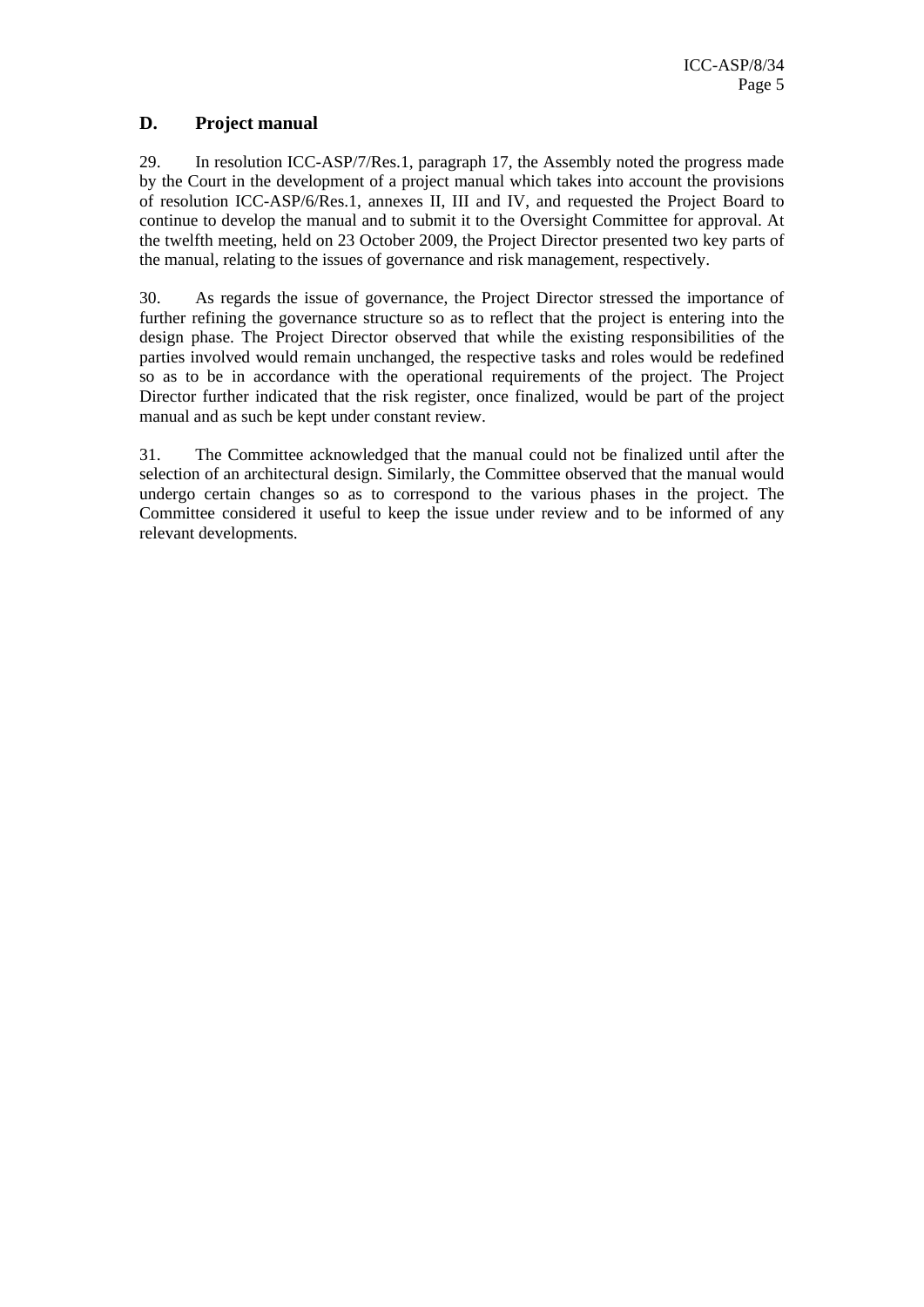## D. Project manual

29. In resolution ICC-ASP/7/Res.1, paragraph 17, the Assembly noted the progress made by the Court in the development of a project manual which takes into account the provisions of resolution ICC-ASP/6/Res.1, annexes II, III and IV, and requested the Project Board to continue to develop the manual and to submit it to the Oversight Committee for approval. At the twelfth meeting, held on 23 October 2009, the Project Director presented two key parts of the manual, relating to the issues of governance and risk management, respectively.

30. As regards the issue of governance, the Project Director stressed the importance of further refining the governance structure so as to reflect that the project is entering into the design phase. The Project Director observed that while the existing responsibilities of the parties involved would remain unchanged, the respective tasks and roles would be redefined so as to be in accordance with the operational requirements of the project. The Project Director further indicated that the risk register, once finalized, would be part of the project manual and as such be kept under constant review.

31. The Committee acknowledged that the manual could not be finalized until after the selection of an architectural design. Similarly, the Committee observed that the manual would undergo certain changes so as to correspond to the various phases in the project. The Committee considered it useful to keep the issue under review and to be informed of any relevant developments.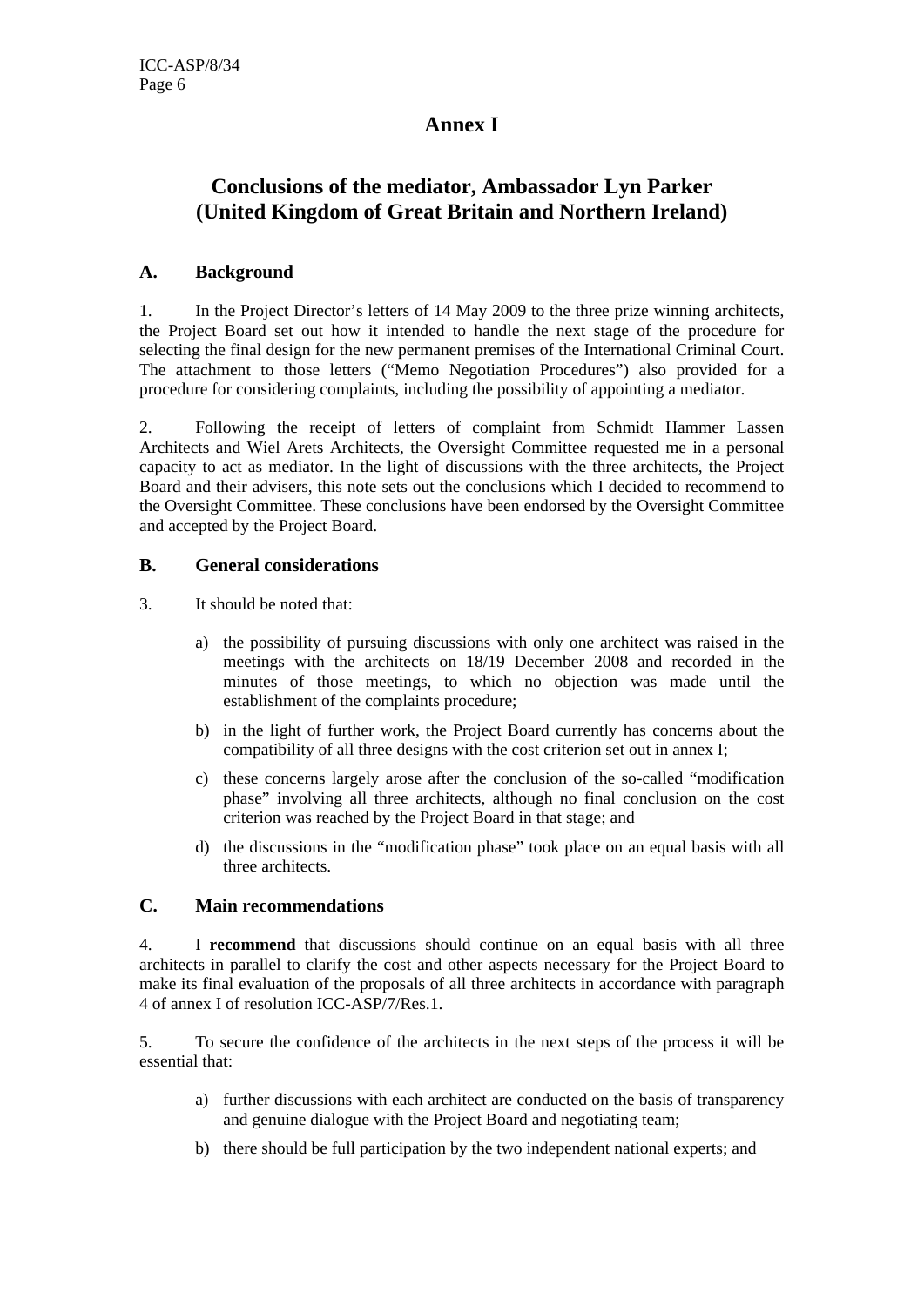# Annex I

## Conclusions of the mediator, Ambassador Lyn Parker (United Kingdom of Great Britain and Northern Ireland)

### A. Background

1. In the Project Director's letters of 14 May 2009 to the three prize winning architects, the Project Board set out how it intended to handle the next stage of the procedure for selecting the final design for the new permanent premises of the International Criminal Court. The attachment to those letters ("Memo Negotiation Procedures") also provided for a procedure for considering complaints, including the possibility of appointing a mediator.

2. Following the receipt of letters of complaint from Schmidt Hammer Lassen Architects and Wiel Arets Architects, the Oversight Committee requested me in a personal capacity to act as mediator. In the light of discussions with the three architects, the Project Board and their advisers, this note sets out the conclusions which I decided to recommend to the Oversight Committee. These conclusions have been endorsed by the Oversight Committee and accepted by the Project Board.

### B. General considerations

3. It should be noted that:

a) the possibility of pursuing discussions with only one architect was raised in the meetings with the architects on 18/19 December 2008 and recorded in the minutes of those meetings, to which no objection was made until the establishment of the complaints procedure;

b) in the light of further work, the Project Board currently has concerns about the compatibility of all three designs with the cost criterion set out in annex I;

c) these concerns largely arose after the conclusion of the so-called "modification phase" involving all three architects, although no final conclusion on the cost criterion was reached by the Project Board in that stage; and

d) the discussions in the "modification phase" took place on an equal basis with all three architects.

### C. Main recommendations

4. I **recommend** that discussions should continue on an equal basis with all three architects in parallel to clarify the cost and other aspects necessary for the Project Board to make its final evaluation of the proposals of all three architects in accordance with paragraph 4 of annex I of resolution ICC-ASP/7/Res.1.

5. To secure the confidence of the architects in the next steps of the process it will be essential that:

a) further discussions with each architect are conducted on the basis of transparency and genuine dialogue with the Project Board and negotiating team;

b) there should be full participation by the two independent national experts; and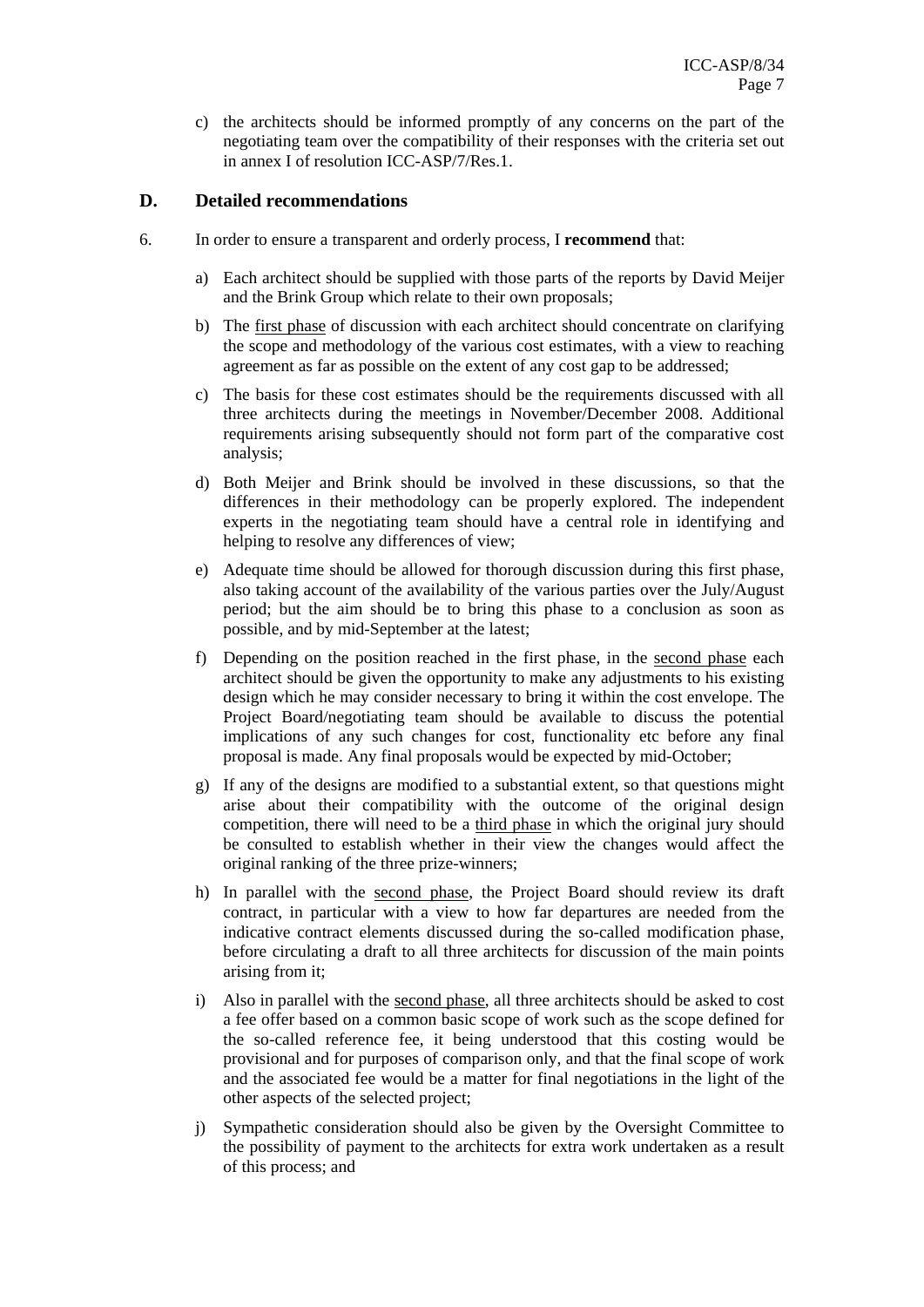c) the architects should be informed promptly of any concerns on the part of the negotiating team over the compatibility of their responses with the criteria set out in annex I of resolution ICC-ASP/7/Res.1.

## D. Detailed recommendations

6. In order to ensure a transparent and orderly process, I **recommend** that:

a) Each architect should be supplied with those parts of the reports by David Meijer and the Brink Group which relate to their own proposals;

b) The first phase of discussion with each architect should concentrate on clarifying the scope and methodology of the various cost estimates, with a view to reaching agreement as far as possible on the extent of any cost gap to be addressed;

c) The basis for these cost estimates should be the requirements discussed with all three architects during the meetings in November/December 2008. Additional requirements arising subsequently should not form part of the comparative cost analysis;

d) Both Meijer and Brink should be involved in these discussions, so that the differences in their methodology can be properly explored. The independent experts in the negotiating team should have a central role in identifying and helping to resolve any differences of view;

e) Adequate time should be allowed for thorough discussion during this first phase, also taking account of the availability of the various parties over the July/August period; but the aim should be to bring this phase to a conclusion as soon as possible, and by mid-September at the latest;

f) Depending on the position reached in the first phase, in the second phase each architect should be given the opportunity to make any adjustments to his existing design which he may consider necessary to bring it within the cost envelope. The Project Board/negotiating team should be available to discuss the potential implications of any such changes for cost, functionality etc before any final proposal is made. Any final proposals would be expected by mid-October;

g) If any of the designs are modified to a substantial extent, so that questions might arise about their compatibility with the outcome of the original design competition, there will need to be a third phase in which the original jury should be consulted to establish whether in their view the changes would affect the original ranking of the three prize-winners;

h) In parallel with the second phase, the Project Board should review its draft contract, in particular with a view to how far departures are needed from the indicative contract elements discussed during the so-called modification phase, before circulating a draft to all three architects for discussion of the main points arising from it;

i) Also in parallel with the second phase, all three architects should be asked to cost a fee offer based on a common basic scope of work such as the scope defined for the so-called reference fee, it being understood that this costing would be provisional and for purposes of comparison only, and that the final scope of work and the associated fee would be a matter for final negotiations in the light of the other aspects of the selected project;

j) Sympathetic consideration should also be given by the Oversight Committee to the possibility of payment to the architects for extra work undertaken as a result of this process; and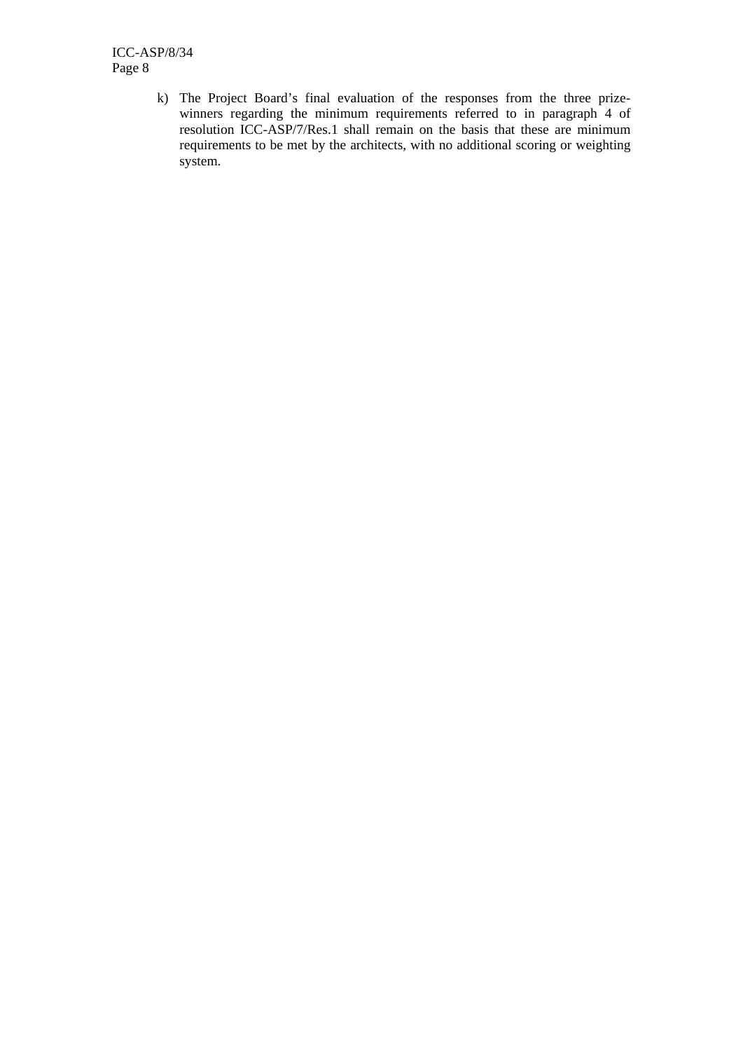k) The Project Board's final evaluation of the responses from the three prize-winners regarding the minimum requirements referred to in paragraph 4 of resolution ICC-ASP/7/Res.1 shall remain on the basis that these are minimum requirements to be met by the architects, with no additional scoring or weighting system.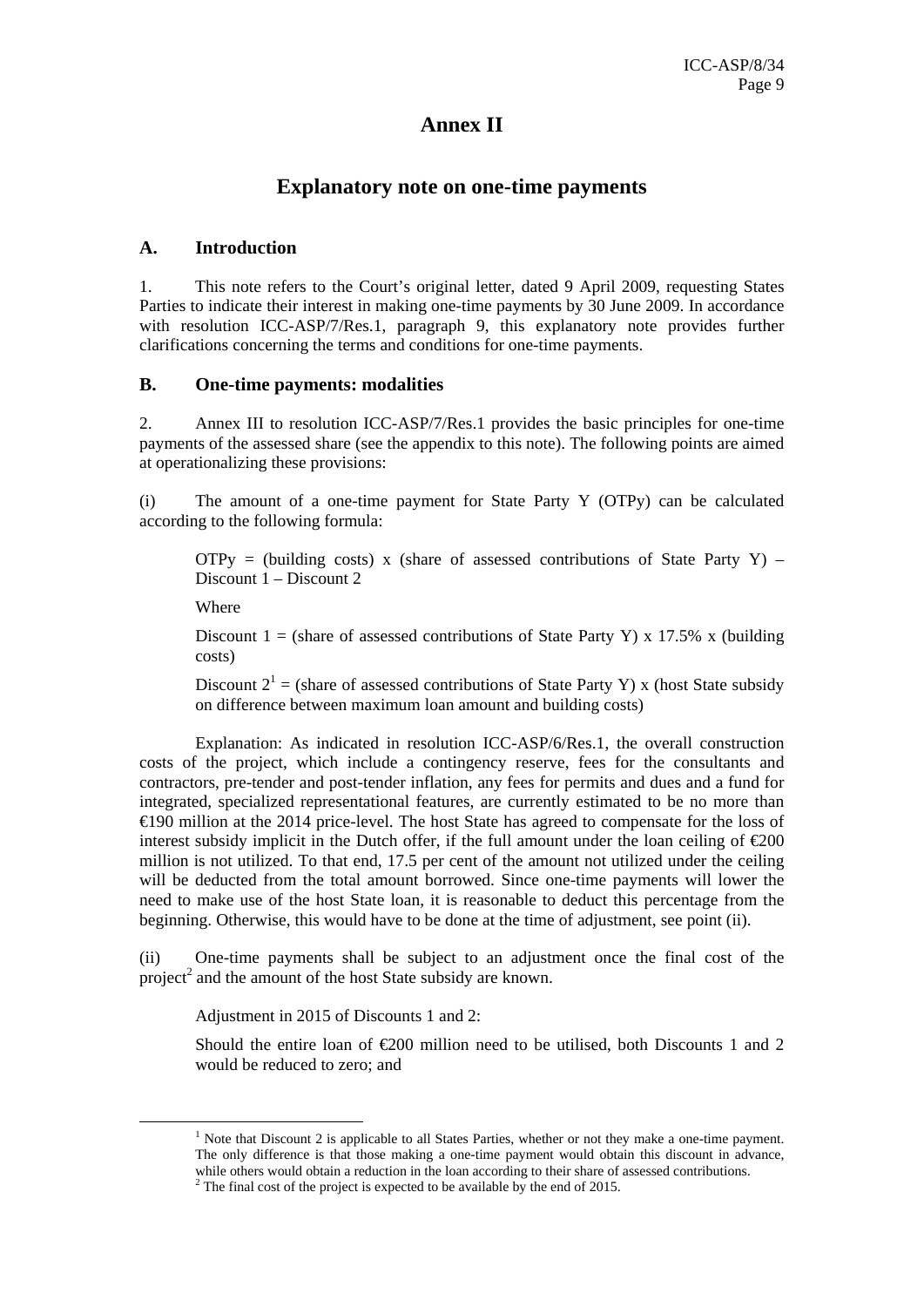# Annex II

## Explanatory note on one-time payments

### A. Introduction

1. This note refers to the Court's original letter, dated 9 April 2009, requesting States Parties to indicate their interest in making one-time payments by 30 June 2009. In accordance with resolution ICC-ASP/7/Res.1, paragraph 9, this explanatory note provides further clarifications concerning the terms and conditions for one-time payments.

### B. One-time payments: modalities

2. Annex III to resolution ICC-ASP/7/Res.1 provides the basic principles for one-time payments of the assessed share (see the appendix to this note). The following points are aimed at operationalizing these provisions:

(i) The amount of a one-time payment for State Party Y (OTPy) can be calculated according to the following formula:

> OTPy = (building costs) x (share of assessed contributions of State Party Y) – Discount 1 – Discount 2
>
> Where
>
> Discount 1 = (share of assessed contributions of State Party Y) x 17.5% x (building costs)
>
> Discount 2[1] = (share of assessed contributions of State Party Y) x (host State subsidy on difference between maximum loan amount and building costs)
>
> Explanation: As indicated in resolution ICC-ASP/6/Res.1, the overall construction costs of the project, which include a contingency reserve, fees for the consultants and contractors, pre-tender and post-tender inflation, any fees for permits and dues and a fund for integrated, specialized representational features, are currently estimated to be no more than €190 million at the 2014 price-level. The host State has agreed to compensate for the loss of interest subsidy implicit in the Dutch offer, if the full amount under the loan ceiling of €200 million is not utilized. To that end, 17.5 per cent of the amount not utilized under the ceiling will be deducted from the total amount borrowed. Since one-time payments will lower the need to make use of the host State loan, it is reasonable to deduct this percentage from the beginning. Otherwise, this would have to be done at the time of adjustment, see point (ii).

(ii) One-time payments shall be subject to an adjustment once the final cost of the project[2] and the amount of the host State subsidy are known.

> Adjustment in 2015 of Discounts 1 and 2:
>
> Should the entire loan of €200 million need to be utilised, both Discounts 1 and 2 would be reduced to zero; and

---

[1] Note that Discount 2 is applicable to all States Parties, whether or not they make a one-time payment. The only difference is that those making a one-time payment would obtain this discount in advance, while others would obtain a reduction in the loan according to their share of assessed contributions.

[2] The final cost of the project is expected to be available by the end of 2015.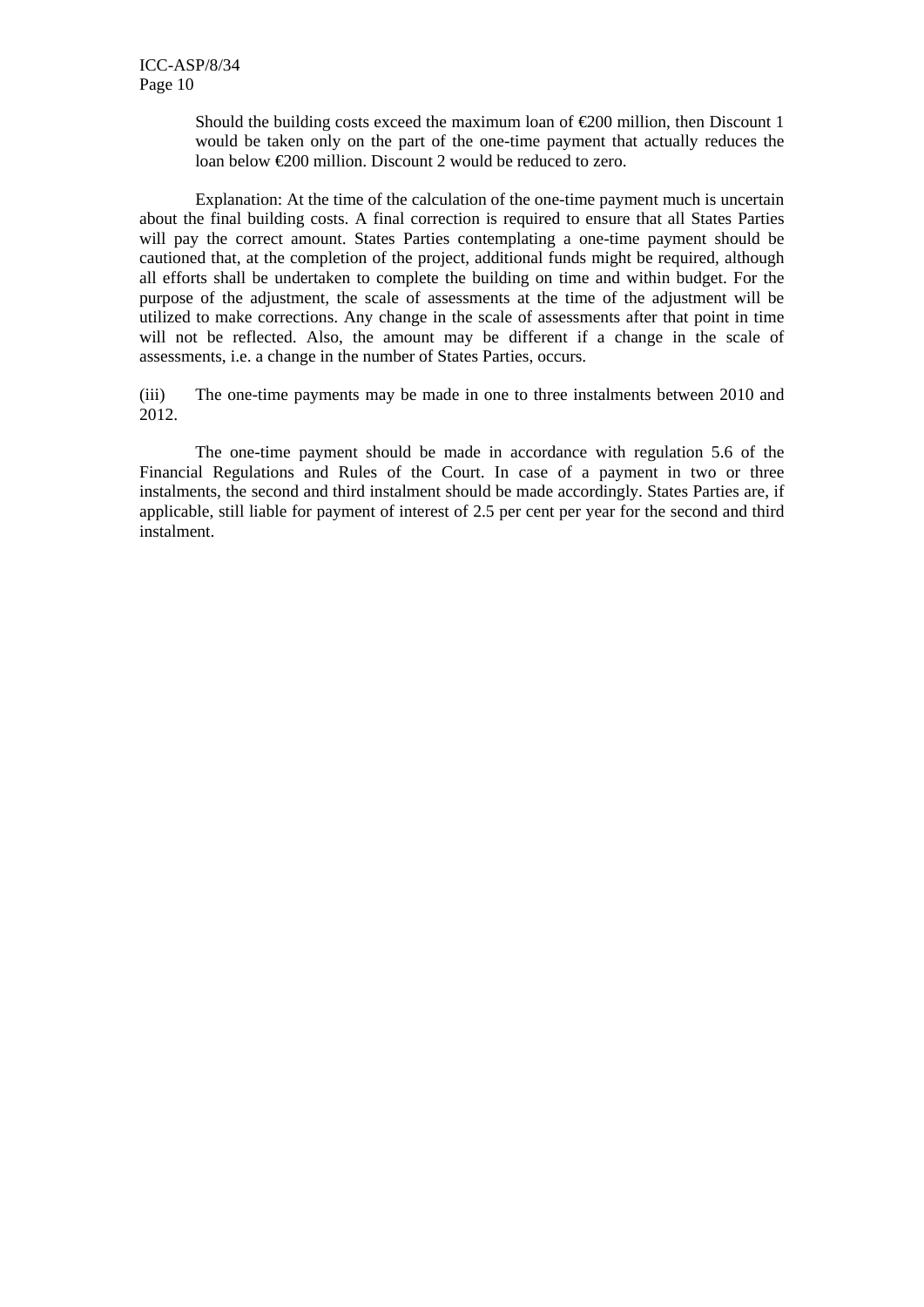Should the building costs exceed the maximum loan of €200 million, then Discount 1 would be taken only on the part of the one-time payment that actually reduces the loan below €200 million. Discount 2 would be reduced to zero.

Explanation: At the time of the calculation of the one-time payment much is uncertain about the final building costs. A final correction is required to ensure that all States Parties will pay the correct amount. States Parties contemplating a one-time payment should be cautioned that, at the completion of the project, additional funds might be required, although all efforts shall be undertaken to complete the building on time and within budget. For the purpose of the adjustment, the scale of assessments at the time of the adjustment will be utilized to make corrections. Any change in the scale of assessments after that point in time will not be reflected. Also, the amount may be different if a change in the scale of assessments, i.e. a change in the number of States Parties, occurs.

(iii) The one-time payments may be made in one to three instalments between 2010 and 2012.

The one-time payment should be made in accordance with regulation 5.6 of the Financial Regulations and Rules of the Court. In case of a payment in two or three instalments, the second and third instalment should be made accordingly. States Parties are, if applicable, still liable for payment of interest of 2.5 per cent per year for the second and third instalment.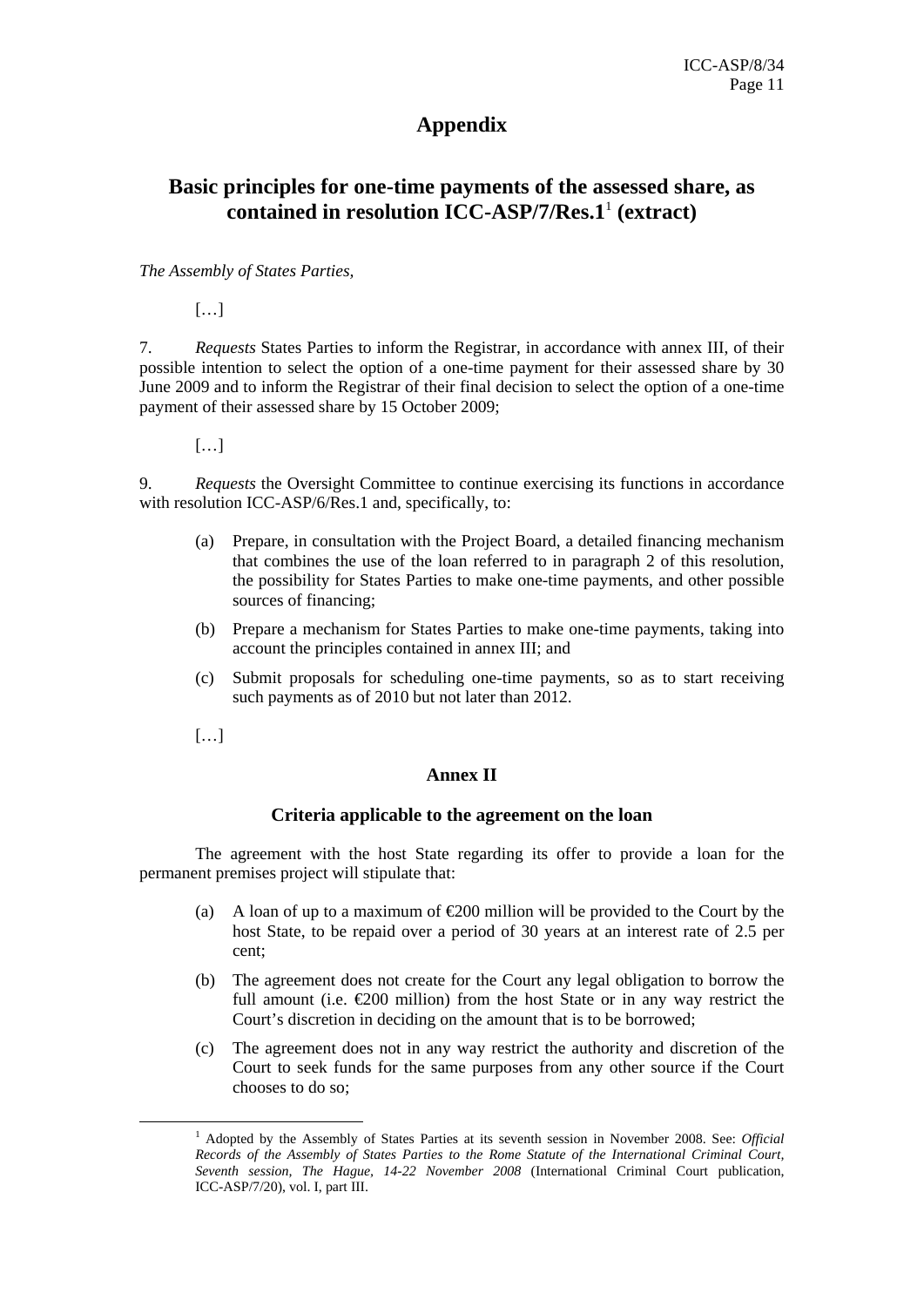# Appendix

## Basic principles for one-time payments of the assessed share, as contained in resolution ICC-ASP/7/Res.1[1] (extract)

*The Assembly of States Parties,*

[…]

7. *Requests* States Parties to inform the Registrar, in accordance with annex III, of their possible intention to select the option of a one-time payment for their assessed share by 30 June 2009 and to inform the Registrar of their final decision to select the option of a one-time payment of their assessed share by 15 October 2009;

[…]

9. *Requests* the Oversight Committee to continue exercising its functions in accordance with resolution ICC-ASP/6/Res.1 and, specifically, to:

(a) Prepare, in consultation with the Project Board, a detailed financing mechanism that combines the use of the loan referred to in paragraph 2 of this resolution, the possibility for States Parties to make one-time payments, and other possible sources of financing;

(b) Prepare a mechanism for States Parties to make one-time payments, taking into account the principles contained in annex III; and

(c) Submit proposals for scheduling one-time payments, so as to start receiving such payments as of 2010 but not later than 2012.

[…]

### Annex II

### Criteria applicable to the agreement on the loan

The agreement with the host State regarding its offer to provide a loan for the permanent premises project will stipulate that:

(a) A loan of up to a maximum of €200 million will be provided to the Court by the host State, to be repaid over a period of 30 years at an interest rate of 2.5 per cent;

(b) The agreement does not create for the Court any legal obligation to borrow the full amount (i.e. €200 million) from the host State or in any way restrict the Court's discretion in deciding on the amount that is to be borrowed;

(c) The agreement does not in any way restrict the authority and discretion of the Court to seek funds for the same purposes from any other source if the Court chooses to do so;

---

[1] Adopted by the Assembly of States Parties at its seventh session in November 2008. See: *Official Records of the Assembly of States Parties to the Rome Statute of the International Criminal Court, Seventh session, The Hague, 14-22 November 2008* (International Criminal Court publication, ICC-ASP/7/20), vol. I, part III.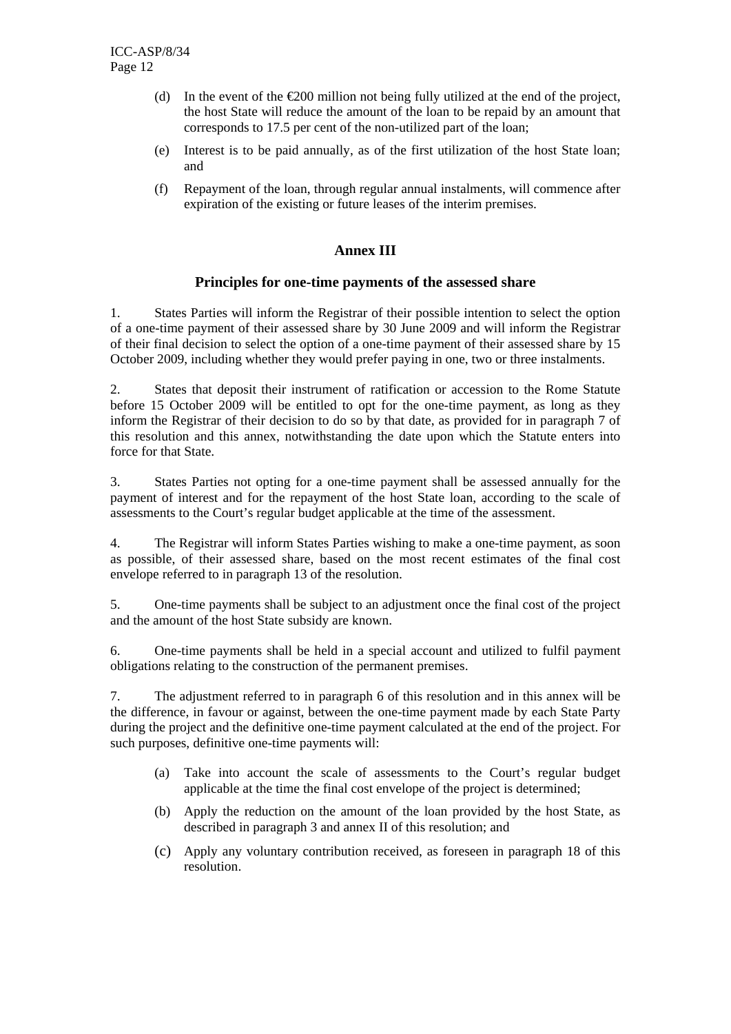(d) In the event of the €200 million not being fully utilized at the end of the project, the host State will reduce the amount of the loan to be repaid by an amount that corresponds to 17.5 per cent of the non-utilized part of the loan;

(e) Interest is to be paid annually, as of the first utilization of the host State loan; and

(f) Repayment of the loan, through regular annual instalments, will commence after expiration of the existing or future leases of the interim premises.

## Annex III

### Principles for one-time payments of the assessed share

1. States Parties will inform the Registrar of their possible intention to select the option of a one-time payment of their assessed share by 30 June 2009 and will inform the Registrar of their final decision to select the option of a one-time payment of their assessed share by 15 October 2009, including whether they would prefer paying in one, two or three instalments.

2. States that deposit their instrument of ratification or accession to the Rome Statute before 15 October 2009 will be entitled to opt for the one-time payment, as long as they inform the Registrar of their decision to do so by that date, as provided for in paragraph 7 of this resolution and this annex, notwithstanding the date upon which the Statute enters into force for that State.

3. States Parties not opting for a one-time payment shall be assessed annually for the payment of interest and for the repayment of the host State loan, according to the scale of assessments to the Court's regular budget applicable at the time of the assessment.

4. The Registrar will inform States Parties wishing to make a one-time payment, as soon as possible, of their assessed share, based on the most recent estimates of the final cost envelope referred to in paragraph 13 of the resolution.

5. One-time payments shall be subject to an adjustment once the final cost of the project and the amount of the host State subsidy are known.

6. One-time payments shall be held in a special account and utilized to fulfil payment obligations relating to the construction of the permanent premises.

7. The adjustment referred to in paragraph 6 of this resolution and in this annex will be the difference, in favour or against, between the one-time payment made by each State Party during the project and the definitive one-time payment calculated at the end of the project. For such purposes, definitive one-time payments will:

(a) Take into account the scale of assessments to the Court's regular budget applicable at the time the final cost envelope of the project is determined;

(b) Apply the reduction on the amount of the loan provided by the host State, as described in paragraph 3 and annex II of this resolution; and

(c) Apply any voluntary contribution received, as foreseen in paragraph 18 of this resolution.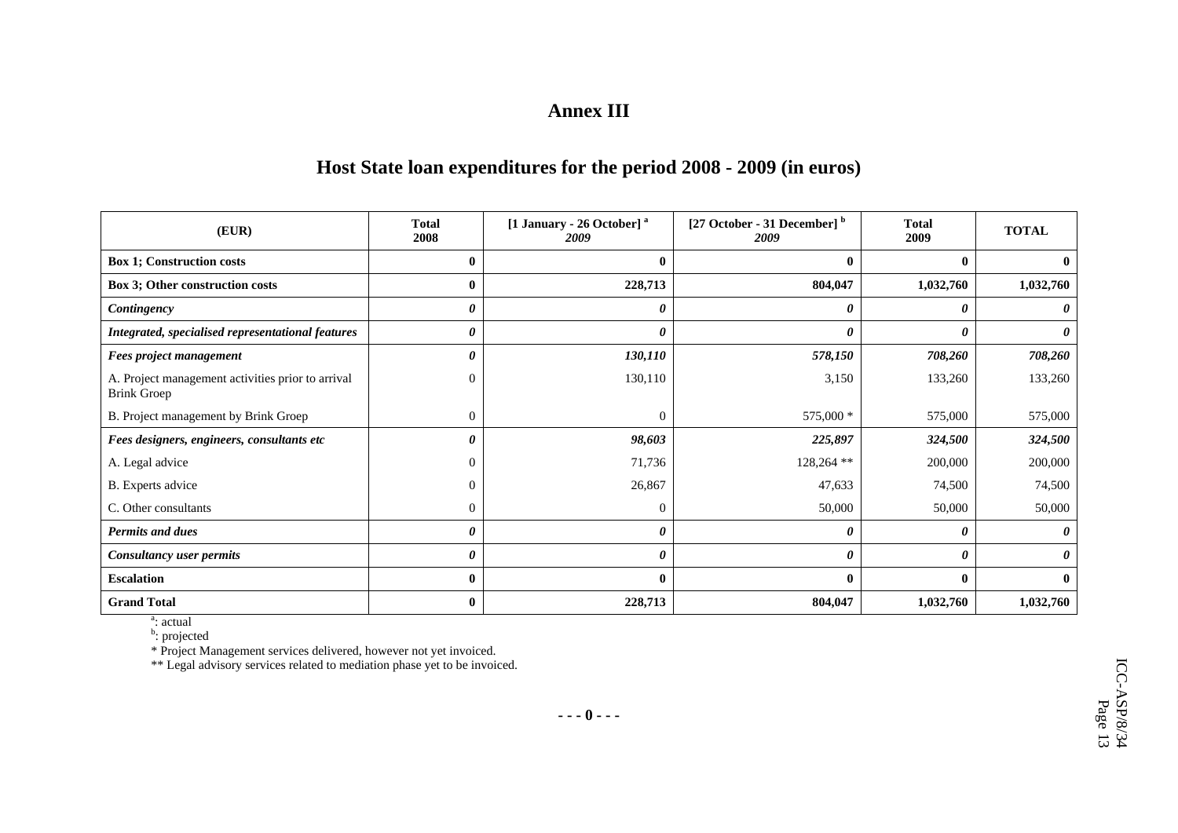# Annex III

## Host State loan expenditures for the period 2008 - 2009 (in euros)

| (EUR) | Total 2008 | [1 January - 26 October] [a] *2009* | [27 October - 31 December] [b] *2009* | Total 2009 | TOTAL |
|---|---|---|---|---|---|
| **Box 1; Construction costs** | **0** | **0** | **0** | **0** | **0** |
| **Box 3; Other construction costs** | **0** | **228,713** | **804,047** | **1,032,760** | **1,032,760** |
| ***Contingency*** | ***0*** | ***0*** | ***0*** | ***0*** | ***0*** |
| ***Integrated, specialised representational features*** | ***0*** | ***0*** | ***0*** | ***0*** | ***0*** |
| ***Fees project management*** | ***0*** | ***130,110*** | ***578,150*** | ***708,260*** | ***708,260*** |
| A. Project management activities prior to arrival Brink Groep | 0 | 130,110 | 3,150 | 133,260 | 133,260 |
| B. Project management by Brink Groep | 0 | 0 | 575,000 * | 575,000 | 575,000 |
| ***Fees designers, engineers, consultants etc*** | ***0*** | ***98,603*** | ***225,897*** | ***324,500*** | ***324,500*** |
| A. Legal advice | 0 | 71,736 | 128,264 ** | 200,000 | 200,000 |
| B. Experts advice | 0 | 26,867 | 47,633 | 74,500 | 74,500 |
| C. Other consultants | 0 | 0 | 50,000 | 50,000 | 50,000 |
| ***Permits and dues*** | ***0*** | ***0*** | ***0*** | ***0*** | ***0*** |
| ***Consultancy user permits*** | ***0*** | ***0*** | ***0*** | ***0*** | ***0*** |
| **Escalation** | **0** | **0** | **0** | **0** | **0** |
| **Grand Total** | **0** | **228,713** | **804,047** | **1,032,760** | **1,032,760** |

[a]: actual

[b]: projected

* Project Management services delivered, however not yet invoiced.

** Legal advisory services related to mediation phase yet to be invoiced.

- - - 0 - - -